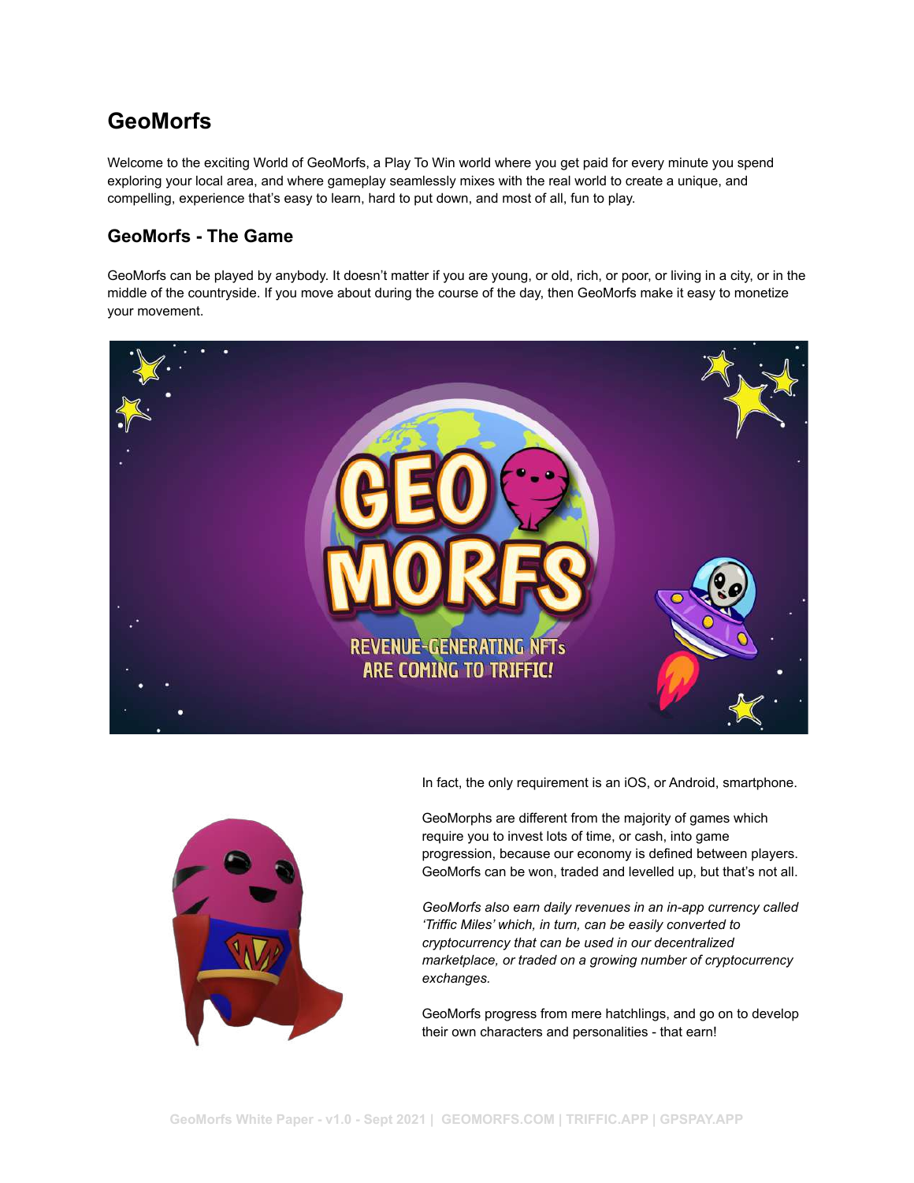# GeoMorfs

Welcome to the exciting World of GeoMorfs, a Play To Win world where you get paid for every minute you spend exploring your local area, and where gameplay seamlessly mixes with the real world to create a unique, and compelling, experience that's easy to learn, hard to put down, and most of all, fun to play.

## GeoMorfs - The Game

GeoMorfs can be played by anybody. It doesn't matter if you are young, or old, rich, or poor, or living in a city, or in the middle of the countryside. If you move about during the course of the day, then GeoMorfs make it easy to monetize your movement.

In fact, the only requirement is an iOS, or Android, smartphone.

GeoMorphs are different from the majority of games which require you to invest lots of time, or cash, into game progression, because our economy is defined between players. GeoMorfs can be won, traded and levelled up, but that's not all.

*GeoMorfs also earn daily revenues in an in-app currency called 'Triffic Miles' which, in turn, can be easily converted to cryptocurrency that can be used in our decentralized marketplace, or traded on a growing number of cryptocurrency exchanges.*

GeoMorfs progress from mere hatchlings, and go on to develop their own characters and personalities - that earn!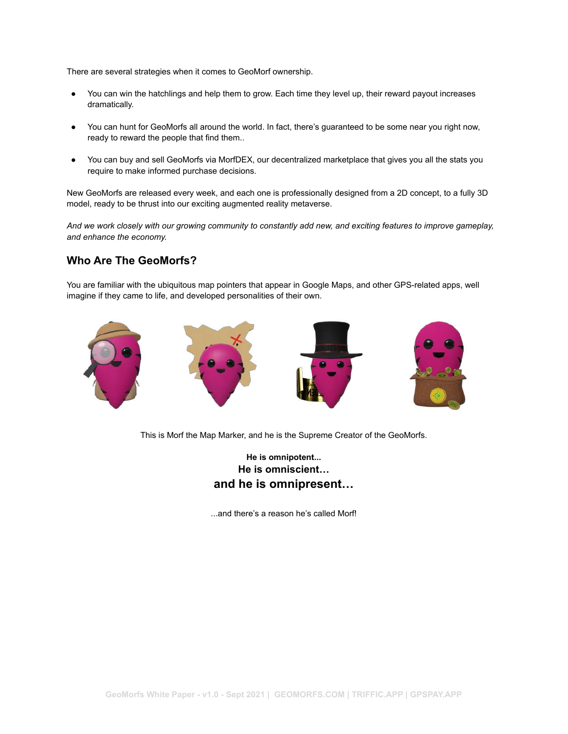There are several strategies when it comes to GeoMorf ownership.

- You can win the hatchlings and help them to grow. Each time they level up, their reward payout increases dramatically.

- You can hunt for GeoMorfs all around the world. In fact, there's guaranteed to be some near you right now, ready to reward the people that find them..

- You can buy and sell GeoMorfs via MorfDEX, our decentralized marketplace that gives you all the stats you require to make informed purchase decisions.

New GeoMorfs are released every week, and each one is professionally designed from a 2D concept, to a fully 3D model, ready to be thrust into our exciting augmented reality metaverse.

*And we work closely with our growing community to constantly add new, and exciting features to improve gameplay, and enhance the economy.*

## Who Are The GeoMorfs?

You are familiar with the ubiquitous map pointers that appear in Google Maps, and other GPS-related apps, well imagine if they came to life, and developed personalities of their own.

This is Morf the Map Marker, and he is the Supreme Creator of the GeoMorfs.

**He is omnipotent...**

**He is omniscient…**

**and he is omnipresent…**

...and there's a reason he's called Morf!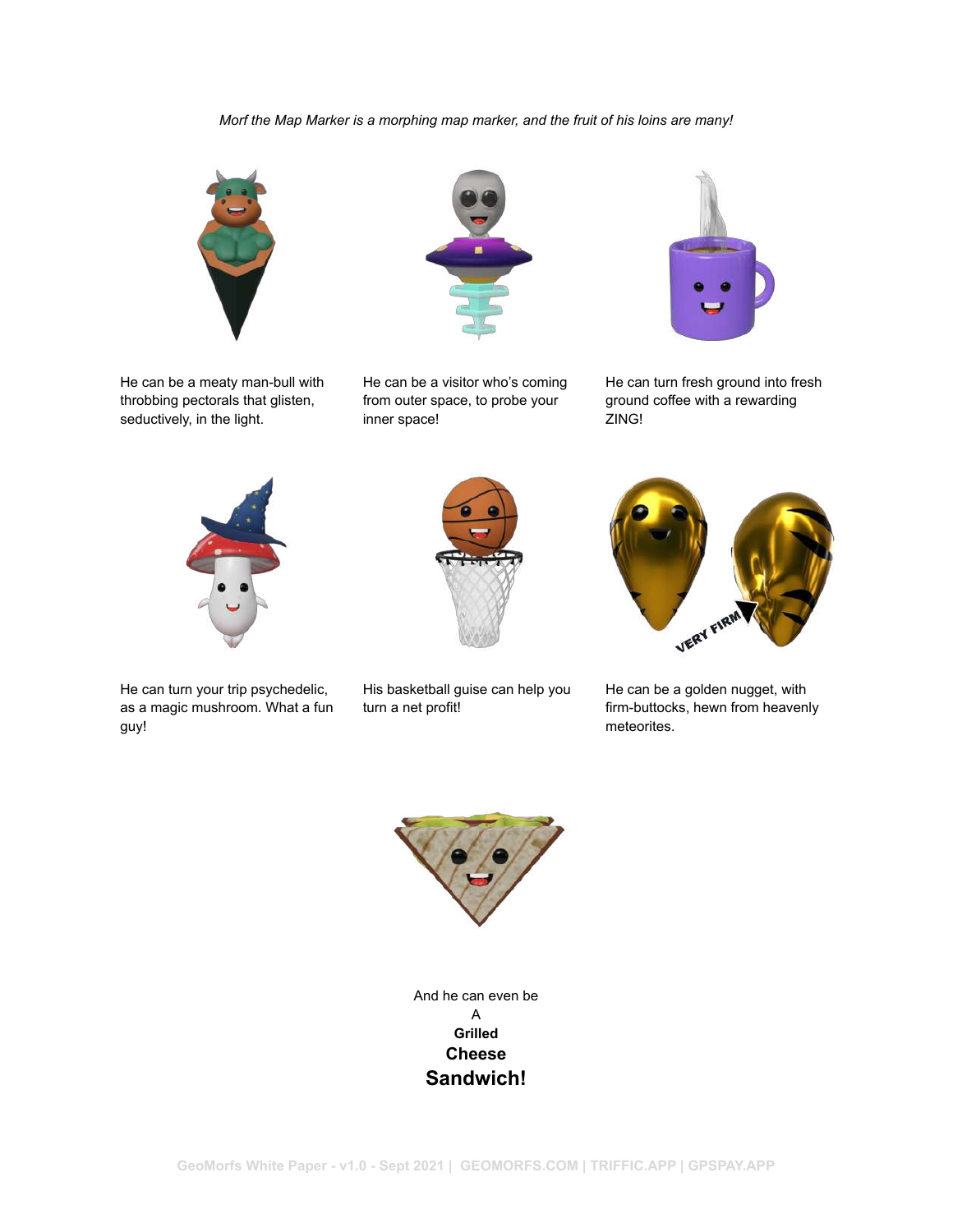*Morf the Map Marker is a morphing map marker, and the fruit of his loins are many!*

He can be a meaty man-bull with throbbing pectorals that glisten, seductively, in the light.

He can be a visitor who's coming from outer space, to probe your inner space!

He can turn fresh ground into fresh ground coffee with a rewarding ZING!

He can turn your trip psychedelic, as a magic mushroom. What a fun guy!

His basketball guise can help you turn a net profit!

He can be a golden nugget, with firm-buttocks, hewn from heavenly meteorites.

And he can even be
A
**Grilled**
**Cheese**
**Sandwich!**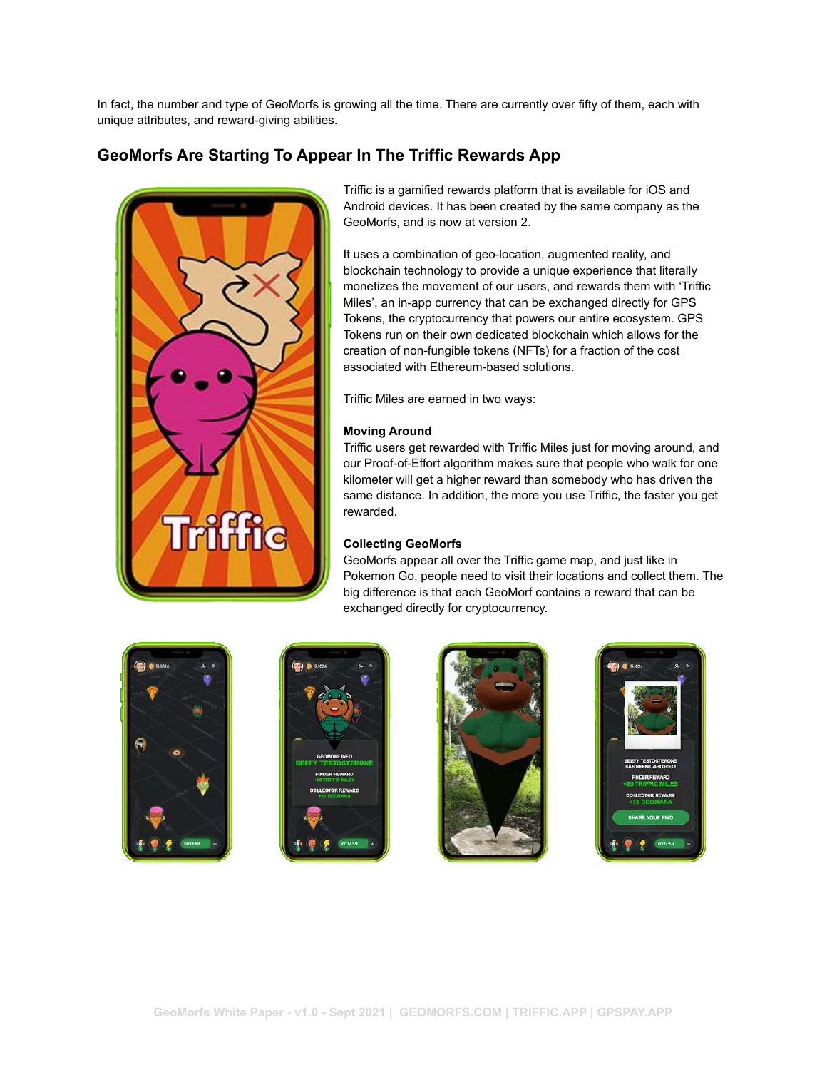In fact, the number and type of GeoMorfs is growing all the time. There are currently over fifty of them, each with unique attributes, and reward-giving abilities.

## GeoMorfs Are Starting To Appear In The Triffic Rewards App

Triffic is a gamified rewards platform that is available for iOS and Android devices. It has been created by the same company as the GeoMorfs, and is now at version 2.

It uses a combination of geo-location, augmented reality, and blockchain technology to provide a unique experience that literally monetizes the movement of our users, and rewards them with 'Triffic Miles', an in-app currency that can be exchanged directly for GPS Tokens, the cryptocurrency that powers our entire ecosystem. GPS Tokens run on their own dedicated blockchain which allows for the creation of non-fungible tokens (NFTs) for a fraction of the cost associated with Ethereum-based solutions.

Triffic Miles are earned in two ways:

**Moving Around**
Triffic users get rewarded with Triffic Miles just for moving around, and our Proof-of-Effort algorithm makes sure that people who walk for one kilometer will get a higher reward than somebody who has driven the same distance. In addition, the more you use Triffic, the faster you get rewarded.

**Collecting GeoMorfs**
GeoMorfs appear all over the Triffic game map, and just like in Pokemon Go, people need to visit their locations and collect them. The big difference is that each GeoMorf contains a reward that can be exchanged directly for cryptocurrency.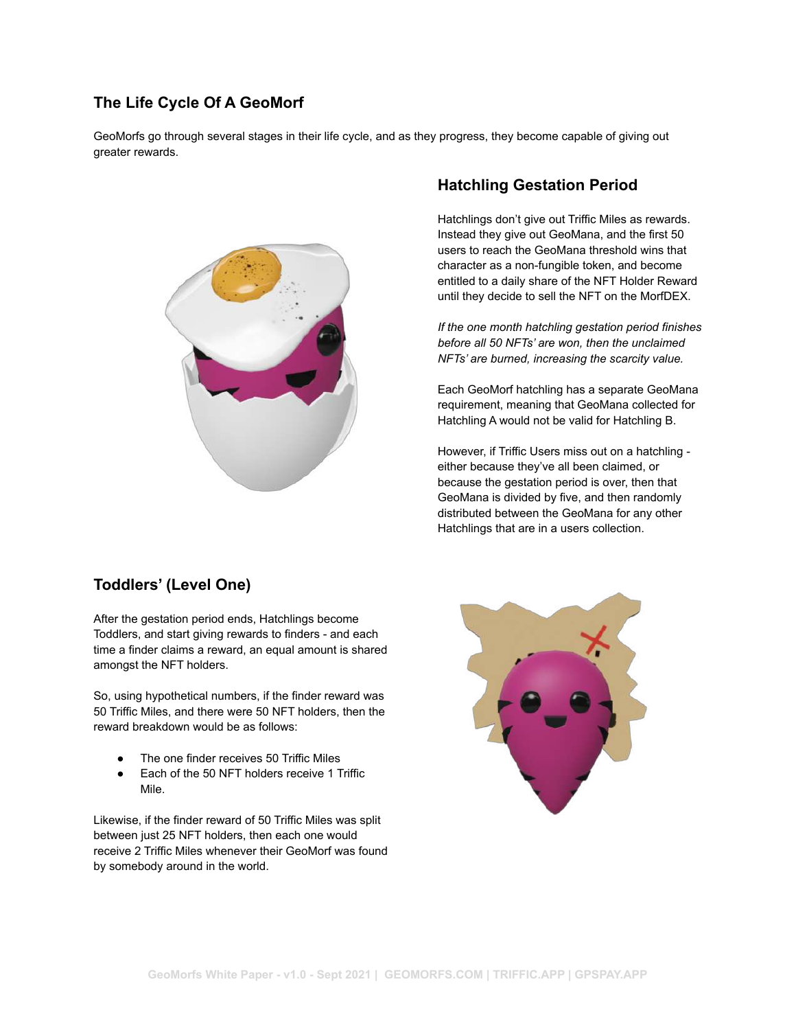## The Life Cycle Of A GeoMorf

GeoMorfs go through several stages in their life cycle, and as they progress, they become capable of giving out greater rewards.

### Hatchling Gestation Period

Hatchlings don't give out Triffic Miles as rewards. Instead they give out GeoMana, and the first 50 users to reach the GeoMana threshold wins that character as a non-fungible token, and become entitled to a daily share of the NFT Holder Reward until they decide to sell the NFT on the MorfDEX.

*If the one month hatchling gestation period finishes before all 50 NFTs' are won, then the unclaimed NFTs' are burned, increasing the scarcity value.*

Each GeoMorf hatchling has a separate GeoMana requirement, meaning that GeoMana collected for Hatchling A would not be valid for Hatchling B.

However, if Triffic Users miss out on a hatchling - either because they've all been claimed, or because the gestation period is over, then that GeoMana is divided by five, and then randomly distributed between the GeoMana for any other Hatchlings that are in a users collection.

### Toddlers' (Level One)

After the gestation period ends, Hatchlings become Toddlers, and start giving rewards to finders - and each time a finder claims a reward, an equal amount is shared amongst the NFT holders.

So, using hypothetical numbers, if the finder reward was 50 Triffic Miles, and there were 50 NFT holders, then the reward breakdown would be as follows:

- The one finder receives 50 Triffic Miles
- Each of the 50 NFT holders receive 1 Triffic Mile.

Likewise, if the finder reward of 50 Triffic Miles was split between just 25 NFT holders, then each one would receive 2 Triffic Miles whenever their GeoMorf was found by somebody around in the world.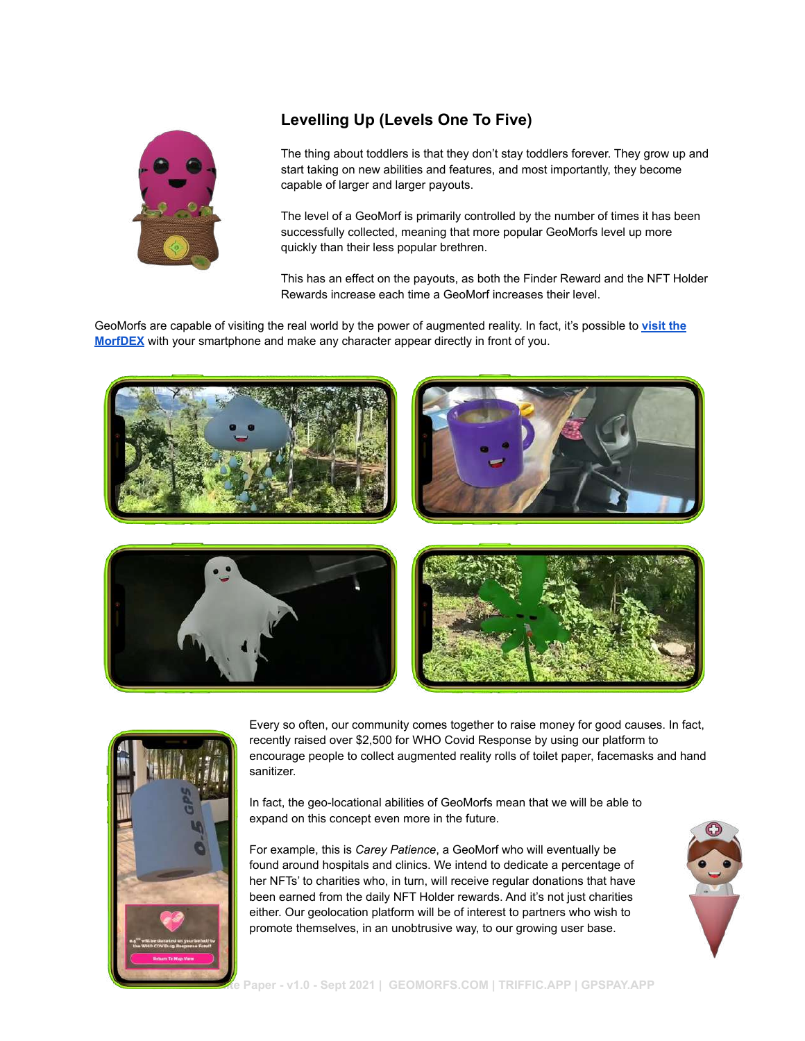### Levelling Up (Levels One To Five)

The thing about toddlers is that they don't stay toddlers forever. They grow up and start taking on new abilities and features, and most importantly, they become capable of larger and larger payouts.

The level of a GeoMorf is primarily controlled by the number of times it has been successfully collected, meaning that more popular GeoMorfs level up more quickly than their less popular brethren.

This has an effect on the payouts, as both the Finder Reward and the NFT Holder Rewards increase each time a GeoMorf increases their level.

GeoMorfs are capable of visiting the real world by the power of augmented reality. In fact, it's possible to **visit the MorfDEX** with your smartphone and make any character appear directly in front of you.

Every so often, our community comes together to raise money for good causes. In fact, recently raised over $2,500 for WHO Covid Response by using our platform to encourage people to collect augmented reality rolls of toilet paper, facemasks and hand sanitizer.

In fact, the geo-locational abilities of GeoMorfs mean that we will be able to expand on this concept even more in the future.

For example, this is *Carey Patience*, a GeoMorf who will eventually be found around hospitals and clinics. We intend to dedicate a percentage of her NFTs' to charities who, in turn, will receive regular donations that have been earned from the daily NFT Holder rewards. And it's not just charities either. Our geolocation platform will be of interest to partners who wish to promote themselves, in an unobtrusive way, to our growing user base.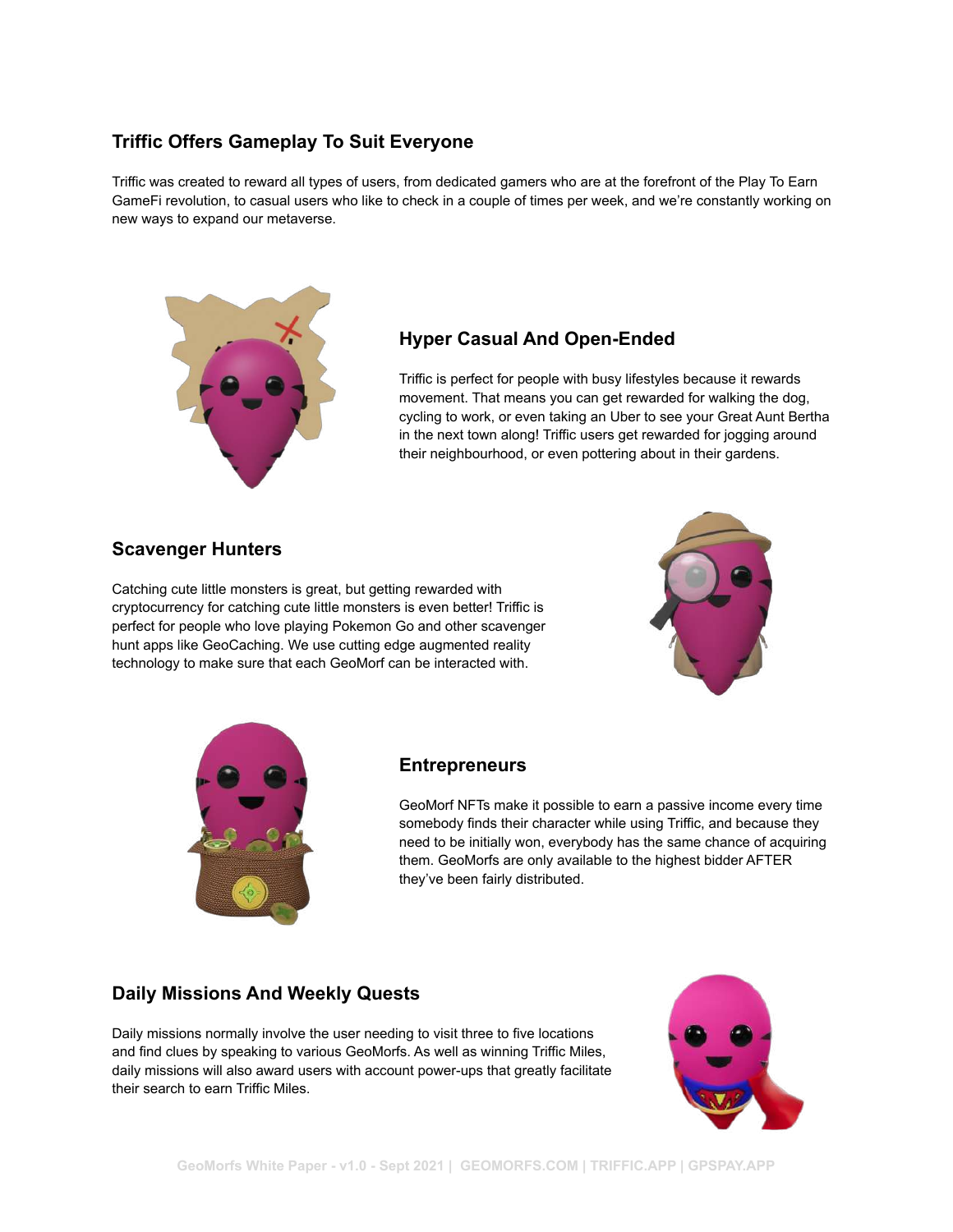## Triffic Offers Gameplay To Suit Everyone

Triffic was created to reward all types of users, from dedicated gamers who are at the forefront of the Play To Earn GameFi revolution, to casual users who like to check in a couple of times per week, and we're constantly working on new ways to expand our metaverse.

### Hyper Casual And Open-Ended

Triffic is perfect for people with busy lifestyles because it rewards movement. That means you can get rewarded for walking the dog, cycling to work, or even taking an Uber to see your Great Aunt Bertha in the next town along! Triffic users get rewarded for jogging around their neighbourhood, or even pottering about in their gardens.

### Scavenger Hunters

Catching cute little monsters is great, but getting rewarded with cryptocurrency for catching cute little monsters is even better! Triffic is perfect for people who love playing Pokemon Go and other scavenger hunt apps like GeoCaching. We use cutting edge augmented reality technology to make sure that each GeoMorf can be interacted with.

### Entrepreneurs

GeoMorf NFTs make it possible to earn a passive income every time somebody finds their character while using Triffic, and because they need to be initially won, everybody has the same chance of acquiring them. GeoMorfs are only available to the highest bidder AFTER they've been fairly distributed.

### Daily Missions And Weekly Quests

Daily missions normally involve the user needing to visit three to five locations and find clues by speaking to various GeoMorfs. As well as winning Triffic Miles, daily missions will also award users with account power-ups that greatly facilitate their search to earn Triffic Miles.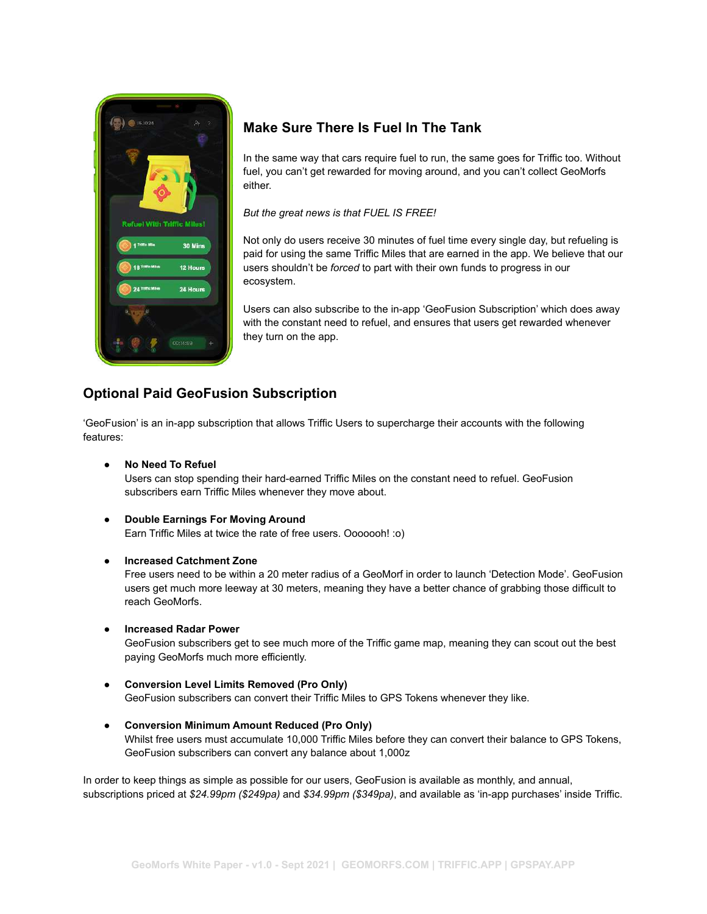## Make Sure There Is Fuel In The Tank

In the same way that cars require fuel to run, the same goes for Triffic too. Without fuel, you can't get rewarded for moving around, and you can't collect GeoMorfs either.

*But the great news is that FUEL IS FREE!*

Not only do users receive 30 minutes of fuel time every single day, but refueling is paid for using the same Triffic Miles that are earned in the app. We believe that our users shouldn't be *forced* to part with their own funds to progress in our ecosystem.

Users can also subscribe to the in-app 'GeoFusion Subscription' which does away with the constant need to refuel, and ensures that users get rewarded whenever they turn on the app.

## Optional Paid GeoFusion Subscription

'GeoFusion' is an in-app subscription that allows Triffic Users to supercharge their accounts with the following features:

- **No Need To Refuel**
  Users can stop spending their hard-earned Triffic Miles on the constant need to refuel. GeoFusion subscribers earn Triffic Miles whenever they move about.

- **Double Earnings For Moving Around**
  Earn Triffic Miles at twice the rate of free users. Ooooooh! :o)

- **Increased Catchment Zone**
  Free users need to be within a 20 meter radius of a GeoMorf in order to launch 'Detection Mode'. GeoFusion users get much more leeway at 30 meters, meaning they have a better chance of grabbing those difficult to reach GeoMorfs.

- **Increased Radar Power**
  GeoFusion subscribers get to see much more of the Triffic game map, meaning they can scout out the best paying GeoMorfs much more efficiently.

- **Conversion Level Limits Removed (Pro Only)**
  GeoFusion subscribers can convert their Triffic Miles to GPS Tokens whenever they like.

- **Conversion Minimum Amount Reduced (Pro Only)**
  Whilst free users must accumulate 10,000 Triffic Miles before they can convert their balance to GPS Tokens, GeoFusion subscribers can convert any balance about 1,000z

In order to keep things as simple as possible for our users, GeoFusion is available as monthly, and annual, subscriptions priced at *$24.99pm ($249pa)* and *$34.99pm ($349pa)*, and available as 'in-app purchases' inside Triffic.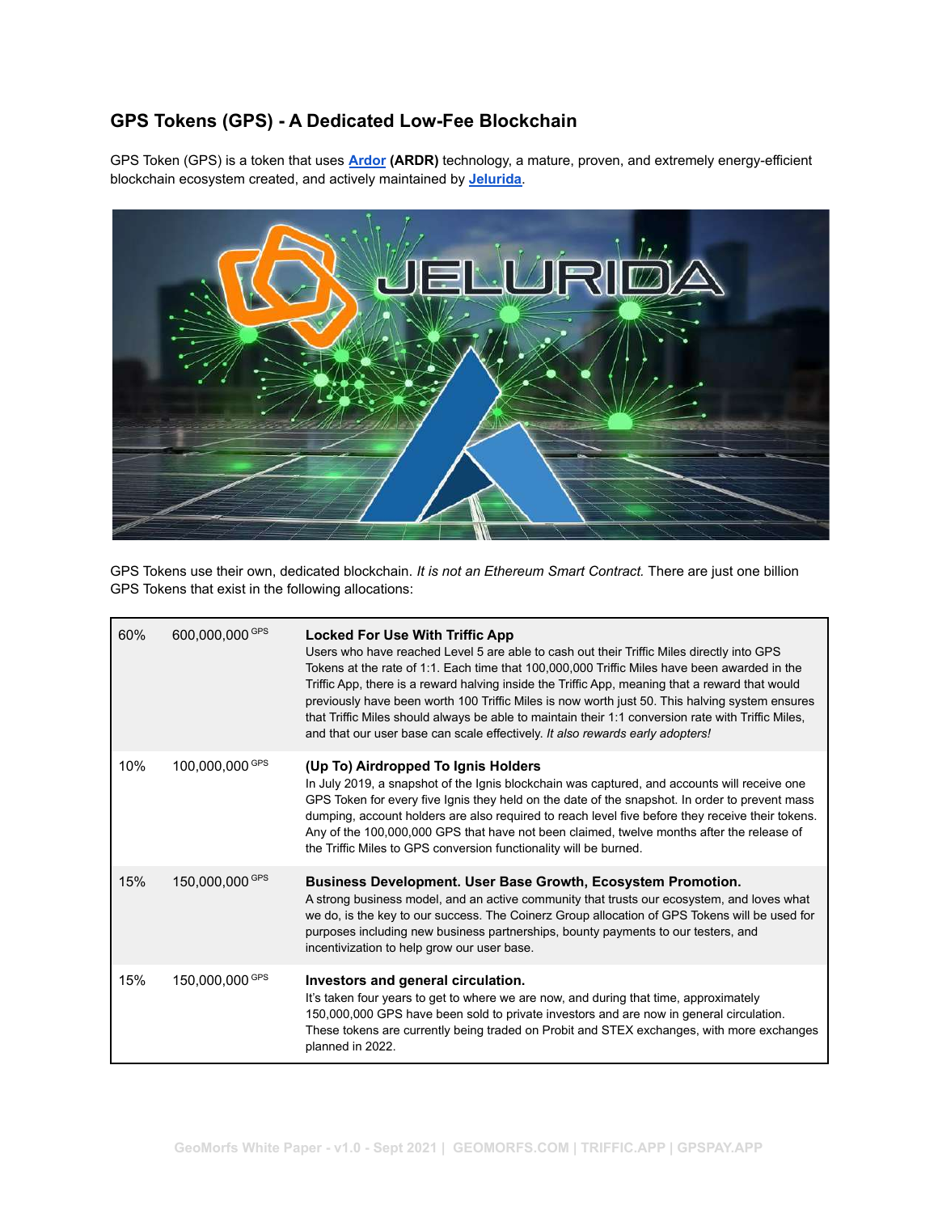## GPS Tokens (GPS) - A Dedicated Low-Fee Blockchain

GPS Token (GPS) is a token that uses **Ardor (ARDR)** technology, a mature, proven, and extremely energy-efficient blockchain ecosystem created, and actively maintained by **Jelurida**.

GPS Tokens use their own, dedicated blockchain. *It is not an Ethereum Smart Contract.* There are just one billion GPS Tokens that exist in the following allocations:

| | | |
|---|---|---|
| 60% | 600,000,000 GPS | **Locked For Use With Triffic App**<br>Users who have reached Level 5 are able to cash out their Triffic Miles directly into GPS Tokens at the rate of 1:1. Each time that 100,000,000 Triffic Miles have been awarded in the Triffic App, there is a reward halving inside the Triffic App, meaning that a reward that would previously have been worth 100 Triffic Miles is now worth just 50. This halving system ensures that Triffic Miles should always be able to maintain their 1:1 conversion rate with Triffic Miles, and that our user base can scale effectively. *It also rewards early adopters!* |
| 10% | 100,000,000 GPS | **(Up To) Airdropped To Ignis Holders**<br>In July 2019, a snapshot of the Ignis blockchain was captured, and accounts will receive one GPS Token for every five Ignis they held on the date of the snapshot. In order to prevent mass dumping, account holders are also required to reach level five before they receive their tokens. Any of the 100,000,000 GPS that have not been claimed, twelve months after the release of the Triffic Miles to GPS conversion functionality will be burned. |
| 15% | 150,000,000 GPS | **Business Development. User Base Growth, Ecosystem Promotion.**<br>A strong business model, and an active community that trusts our ecosystem, and loves what we do, is the key to our success. The Coinerz Group allocation of GPS Tokens will be used for purposes including new business partnerships, bounty payments to our testers, and incentivization to help grow our user base. |
| 15% | 150,000,000 GPS | **Investors and general circulation.**<br>It's taken four years to get to where we are now, and during that time, approximately 150,000,000 GPS have been sold to private investors and are now in general circulation. These tokens are currently being traded on Probit and STEX exchanges, with more exchanges planned in 2022. |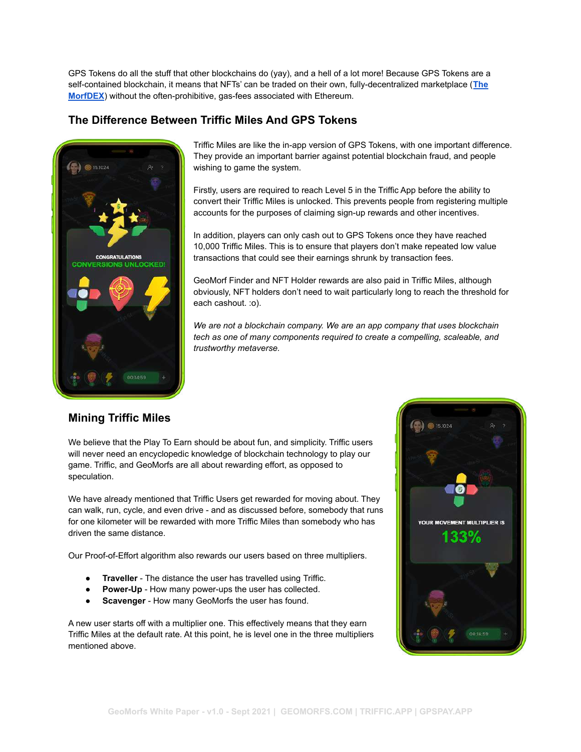GPS Tokens do all the stuff that other blockchains do (yay), and a hell of a lot more! Because GPS Tokens are a self-contained blockchain, it means that NFTs' can be traded on their own, fully-decentralized marketplace ([The MorfDEX]) without the often-prohibitive, gas-fees associated with Ethereum.

## The Difference Between Triffic Miles And GPS Tokens

Triffic Miles are like the in-app version of GPS Tokens, with one important difference. They provide an important barrier against potential blockchain fraud, and people wishing to game the system.

Firstly, users are required to reach Level 5 in the Triffic App before the ability to convert their Triffic Miles is unlocked. This prevents people from registering multiple accounts for the purposes of claiming sign-up rewards and other incentives.

In addition, players can only cash out to GPS Tokens once they have reached 10,000 Triffic Miles. This is to ensure that players don't make repeated low value transactions that could see their earnings shrunk by transaction fees.

GeoMorf Finder and NFT Holder rewards are also paid in Triffic Miles, although obviously, NFT holders don't need to wait particularly long to reach the threshold for each cashout. :o).

*We are not a blockchain company. We are an app company that uses blockchain tech as one of many components required to create a compelling, scaleable, and trustworthy metaverse.*

## Mining Triffic Miles

We believe that the Play To Earn should be about fun, and simplicity. Triffic users will never need an encyclopedic knowledge of blockchain technology to play our game. Triffic, and GeoMorfs are all about rewarding effort, as opposed to speculation.

We have already mentioned that Triffic Users get rewarded for moving about. They can walk, run, cycle, and even drive - and as discussed before, somebody that runs for one kilometer will be rewarded with more Triffic Miles than somebody who has driven the same distance.

Our Proof-of-Effort algorithm also rewards our users based on three multipliers.

- **Traveller** - The distance the user has travelled using Triffic.
- **Power-Up** - How many power-ups the user has collected.
- **Scavenger** - How many GeoMorfs the user has found.

A new user starts off with a multiplier one. This effectively means that they earn Triffic Miles at the default rate. At this point, he is level one in the three multipliers mentioned above.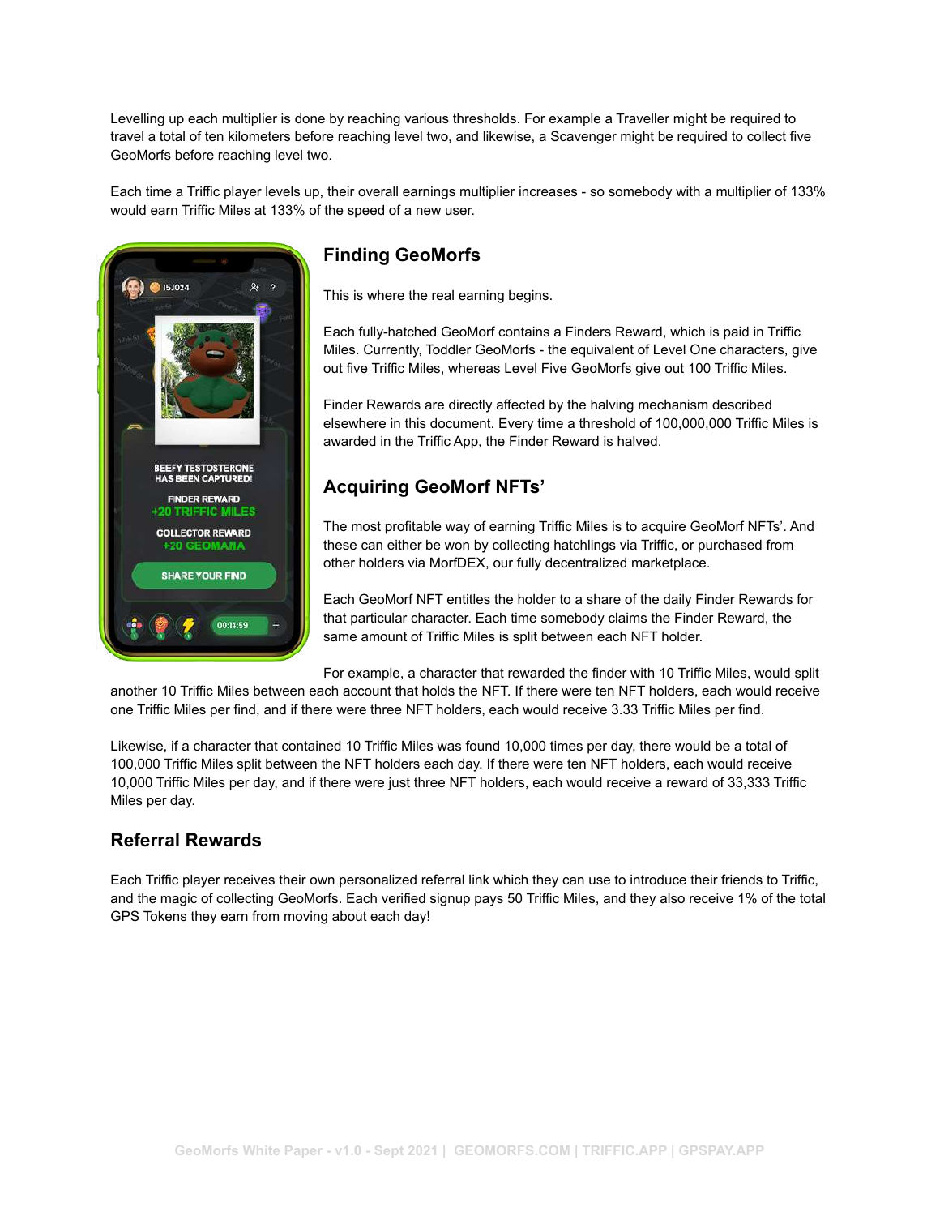Levelling up each multiplier is done by reaching various thresholds. For example a Traveller might be required to travel a total of ten kilometers before reaching level two, and likewise, a Scavenger might be required to collect five GeoMorfs before reaching level two.

Each time a Triffic player levels up, their overall earnings multiplier increases - so somebody with a multiplier of 133% would earn Triffic Miles at 133% of the speed of a new user.

## Finding GeoMorfs

This is where the real earning begins.

Each fully-hatched GeoMorf contains a Finders Reward, which is paid in Triffic Miles. Currently, Toddler GeoMorfs - the equivalent of Level One characters, give out five Triffic Miles, whereas Level Five GeoMorfs give out 100 Triffic Miles.

Finder Rewards are directly affected by the halving mechanism described elsewhere in this document. Every time a threshold of 100,000,000 Triffic Miles is awarded in the Triffic App, the Finder Reward is halved.

## Acquiring GeoMorf NFTs'

The most profitable way of earning Triffic Miles is to acquire GeoMorf NFTs'. And these can either be won by collecting hatchlings via Triffic, or purchased from other holders via MorfDEX, our fully decentralized marketplace.

Each GeoMorf NFT entitles the holder to a share of the daily Finder Rewards for that particular character. Each time somebody claims the Finder Reward, the same amount of Triffic Miles is split between each NFT holder.

For example, a character that rewarded the finder with 10 Triffic Miles, would split another 10 Triffic Miles between each account that holds the NFT. If there were ten NFT holders, each would receive one Triffic Miles per find, and if there were three NFT holders, each would receive 3.33 Triffic Miles per find.

Likewise, if a character that contained 10 Triffic Miles was found 10,000 times per day, there would be a total of 100,000 Triffic Miles split between the NFT holders each day. If there were ten NFT holders, each would receive 10,000 Triffic Miles per day, and if there were just three NFT holders, each would receive a reward of 33,333 Triffic Miles per day.

## Referral Rewards

Each Triffic player receives their own personalized referral link which they can use to introduce their friends to Triffic, and the magic of collecting GeoMorfs. Each verified signup pays 50 Triffic Miles, and they also receive 1% of the total GPS Tokens they earn from moving about each day!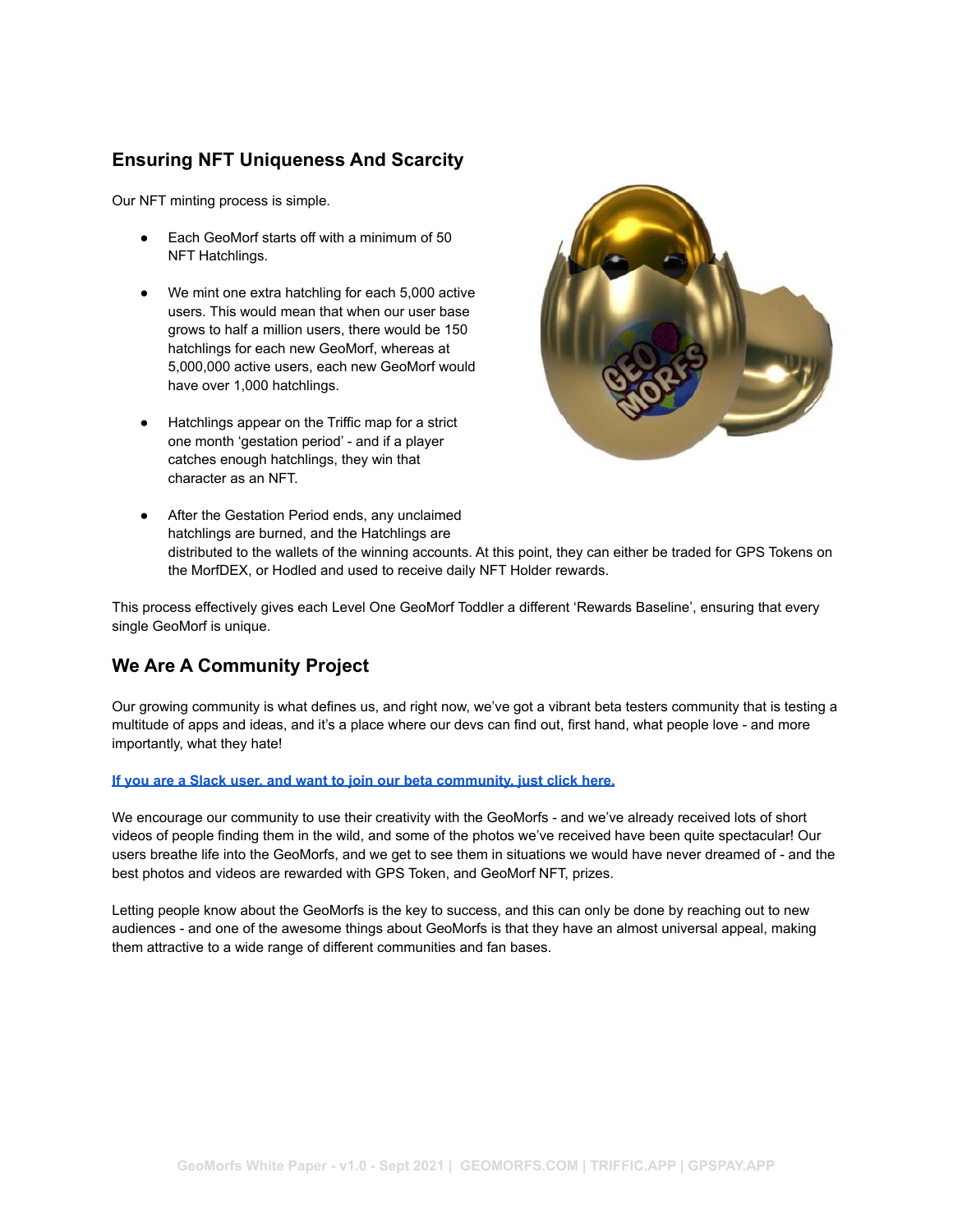## Ensuring NFT Uniqueness And Scarcity

Our NFT minting process is simple.

- Each GeoMorf starts off with a minimum of 50 NFT Hatchlings.
- We mint one extra hatchling for each 5,000 active users. This would mean that when our user base grows to half a million users, there would be 150 hatchlings for each new GeoMorf, whereas at 5,000,000 active users, each new GeoMorf would have over 1,000 hatchlings.
- Hatchlings appear on the Triffic map for a strict one month 'gestation period' - and if a player catches enough hatchlings, they win that character as an NFT.
- After the Gestation Period ends, any unclaimed hatchlings are burned, and the Hatchlings are distributed to the wallets of the winning accounts. At this point, they can either be traded for GPS Tokens on the MorfDEX, or Hodled and used to receive daily NFT Holder rewards.

This process effectively gives each Level One GeoMorf Toddler a different 'Rewards Baseline', ensuring that every single GeoMorf is unique.

## We Are A Community Project

Our growing community is what defines us, and right now, we've got a vibrant beta testers community that is testing a multitude of apps and ideas, and it's a place where our devs can find out, first hand, what people love - and more importantly, what they hate!

**If you are a Slack user, and want to join our beta community, just click here.**

We encourage our community to use their creativity with the GeoMorfs - and we've already received lots of short videos of people finding them in the wild, and some of the photos we've received have been quite spectacular! Our users breathe life into the GeoMorfs, and we get to see them in situations we would have never dreamed of - and the best photos and videos are rewarded with GPS Token, and GeoMorf NFT, prizes.

Letting people know about the GeoMorfs is the key to success, and this can only be done by reaching out to new audiences - and one of the awesome things about GeoMorfs is that they have an almost universal appeal, making them attractive to a wide range of different communities and fan bases.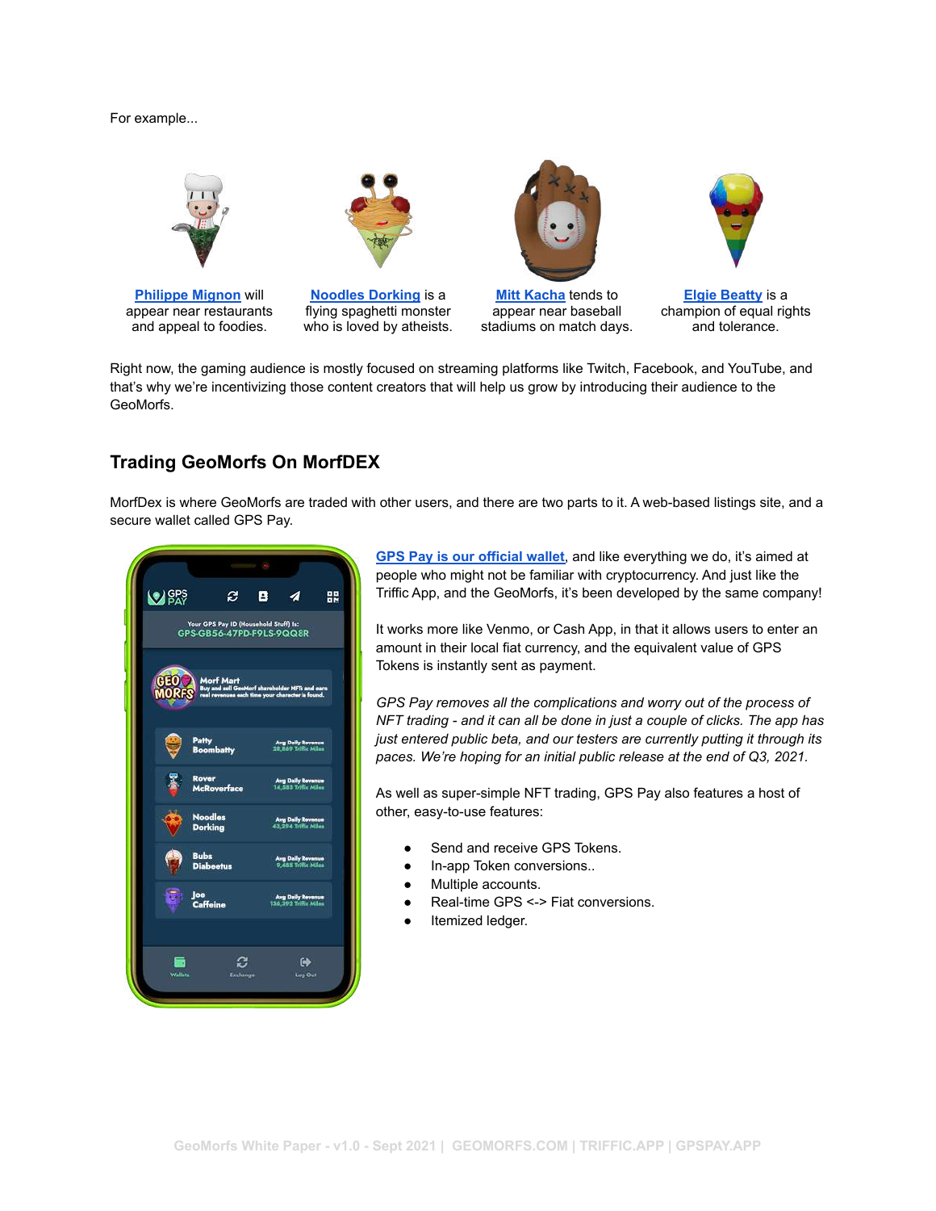For example...

**Philippe Mignon** will appear near restaurants and appeal to foodies.

**Noodles Dorking** is a flying spaghetti monster who is loved by atheists.

**Mitt Kacha** tends to appear near baseball stadiums on match days.

**Elgie Beatty** is a champion of equal rights and tolerance.

Right now, the gaming audience is mostly focused on streaming platforms like Twitch, Facebook, and YouTube, and that's why we're incentivizing those content creators that will help us grow by introducing their audience to the GeoMorfs.

## Trading GeoMorfs On MorfDEX

MorfDex is where GeoMorfs are traded with other users, and there are two parts to it. A web-based listings site, and a secure wallet called GPS Pay.

**GPS Pay is our official wallet**, and like everything we do, it's aimed at people who might not be familiar with cryptocurrency. And just like the Triffic App, and the GeoMorfs, it's been developed by the same company!

It works more like Venmo, or Cash App, in that it allows users to enter an amount in their local fiat currency, and the equivalent value of GPS Tokens is instantly sent as payment.

*GPS Pay removes all the complications and worry out of the process of NFT trading - and it can all be done in just a couple of clicks. The app has just entered public beta, and our testers are currently putting it through its paces. We're hoping for an initial public release at the end of Q3, 2021.*

As well as super-simple NFT trading, GPS Pay also features a host of other, easy-to-use features:

- Send and receive GPS Tokens.
- In-app Token conversions..
- Multiple accounts.
- Real-time GPS <-> Fiat conversions.
- Itemized ledger.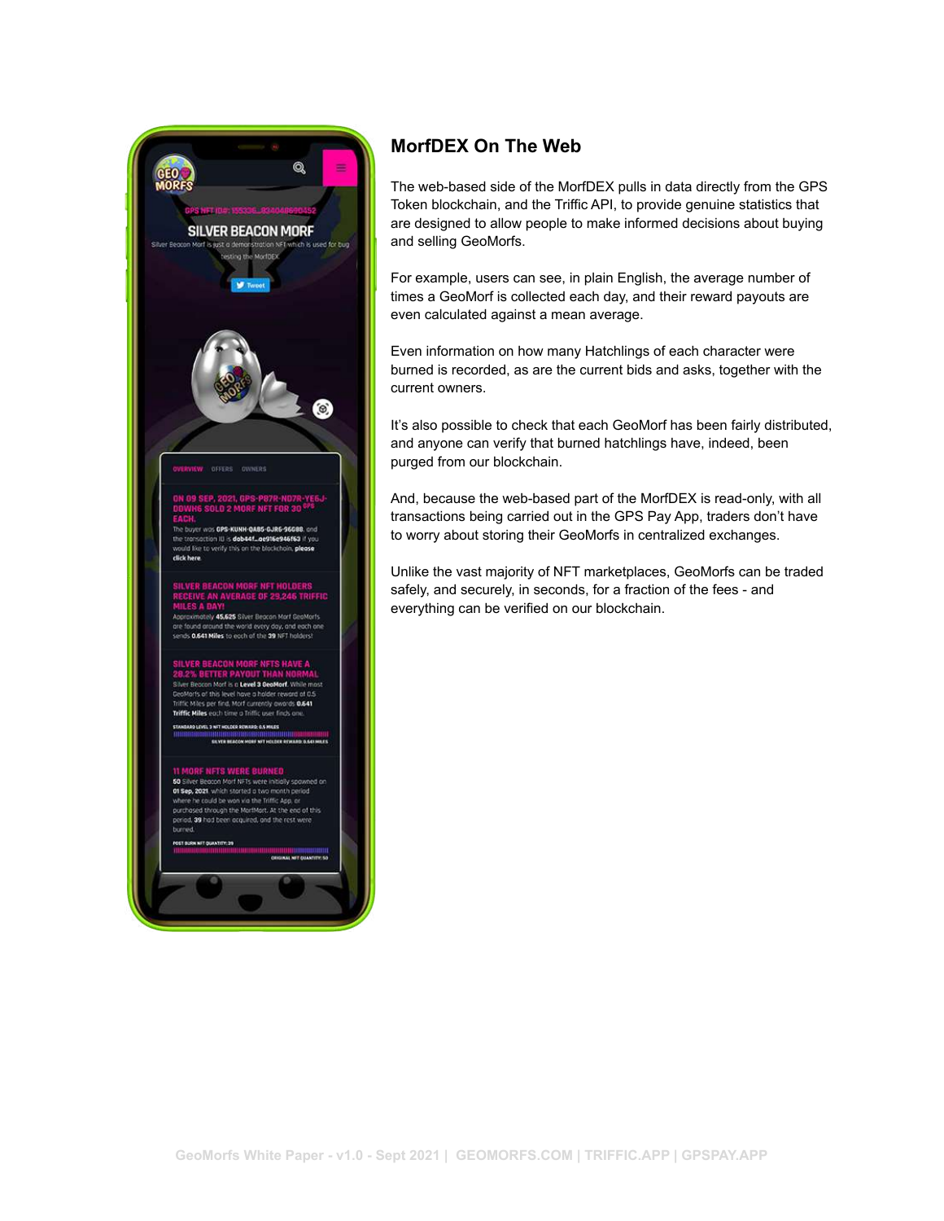## MorfDEX On The Web

The web-based side of the MorfDEX pulls in data directly from the GPS Token blockchain, and the Triffic API, to provide genuine statistics that are designed to allow people to make informed decisions about buying and selling GeoMorfs.

For example, users can see, in plain English, the average number of times a GeoMorf is collected each day, and their reward payouts are even calculated against a mean average.

Even information on how many Hatchlings of each character were burned is recorded, as are the current bids and asks, together with the current owners.

It's also possible to check that each GeoMorf has been fairly distributed, and anyone can verify that burned hatchlings have, indeed, been purged from our blockchain.

And, because the web-based part of the MorfDEX is read-only, with all transactions being carried out in the GPS Pay App, traders don't have to worry about storing their GeoMorfs in centralized exchanges.

Unlike the vast majority of NFT marketplaces, GeoMorfs can be traded safely, and securely, in seconds, for a fraction of the fees - and everything can be verified on our blockchain.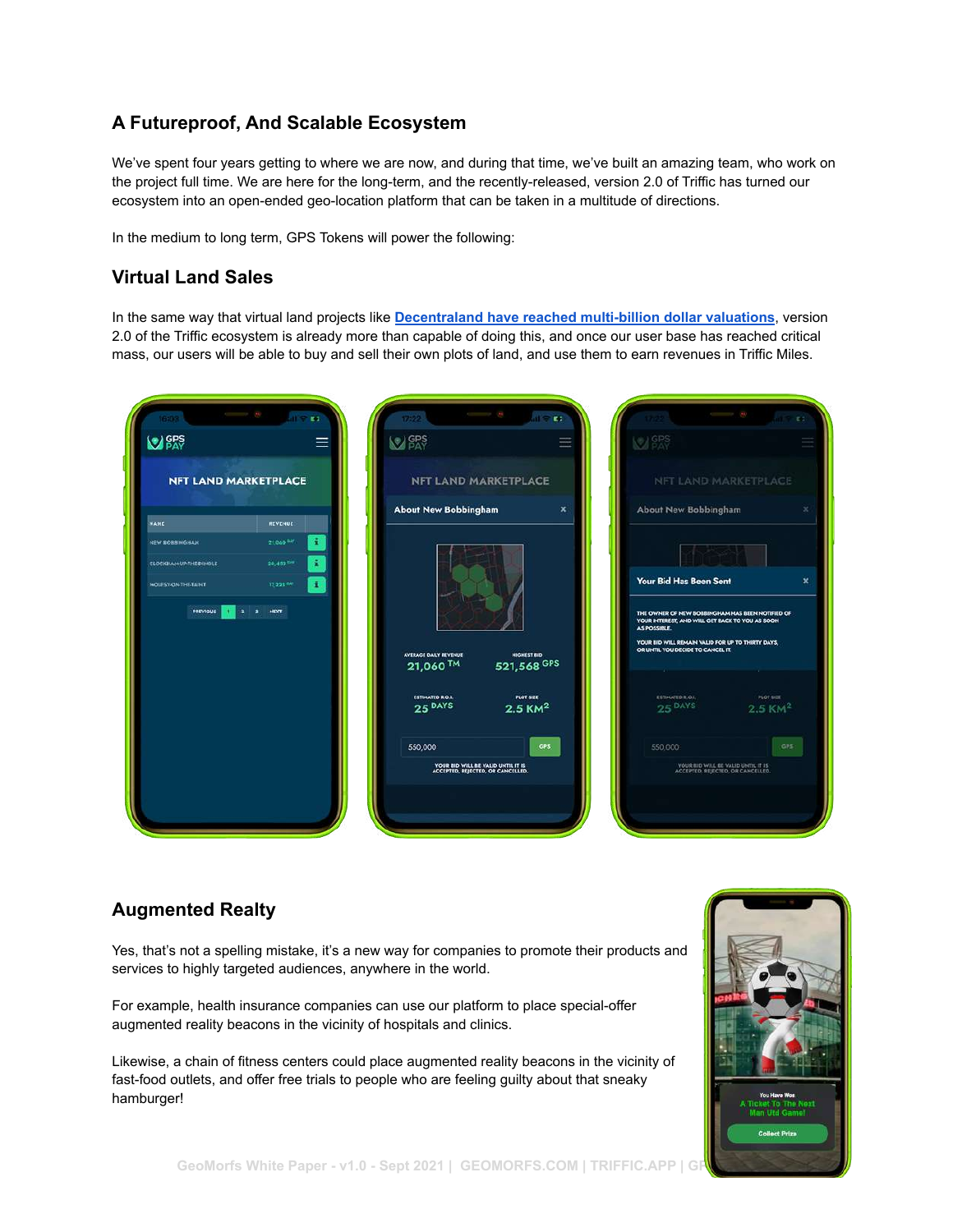## A Futureproof, And Scalable Ecosystem

We've spent four years getting to where we are now, and during that time, we've built an amazing team, who work on the project full time. We are here for the long-term, and the recently-released, version 2.0 of Triffic has turned our ecosystem into an open-ended geo-location platform that can be taken in a multitude of directions.

In the medium to long term, GPS Tokens will power the following:

## Virtual Land Sales

In the same way that virtual land projects like [Decentraland have reached multi-billion dollar valuations](), version 2.0 of the Triffic ecosystem is already more than capable of doing this, and once our user base has reached critical mass, our users will be able to buy and sell their own plots of land, and use them to earn revenues in Triffic Miles.

## Augmented Realty

Yes, that's not a spelling mistake, it's a new way for companies to promote their products and services to highly targeted audiences, anywhere in the world.

For example, health insurance companies can use our platform to place special-offer augmented reality beacons in the vicinity of hospitals and clinics.

Likewise, a chain of fitness centers could place augmented reality beacons in the vicinity of fast-food outlets, and offer free trials to people who are feeling guilty about that sneaky hamburger!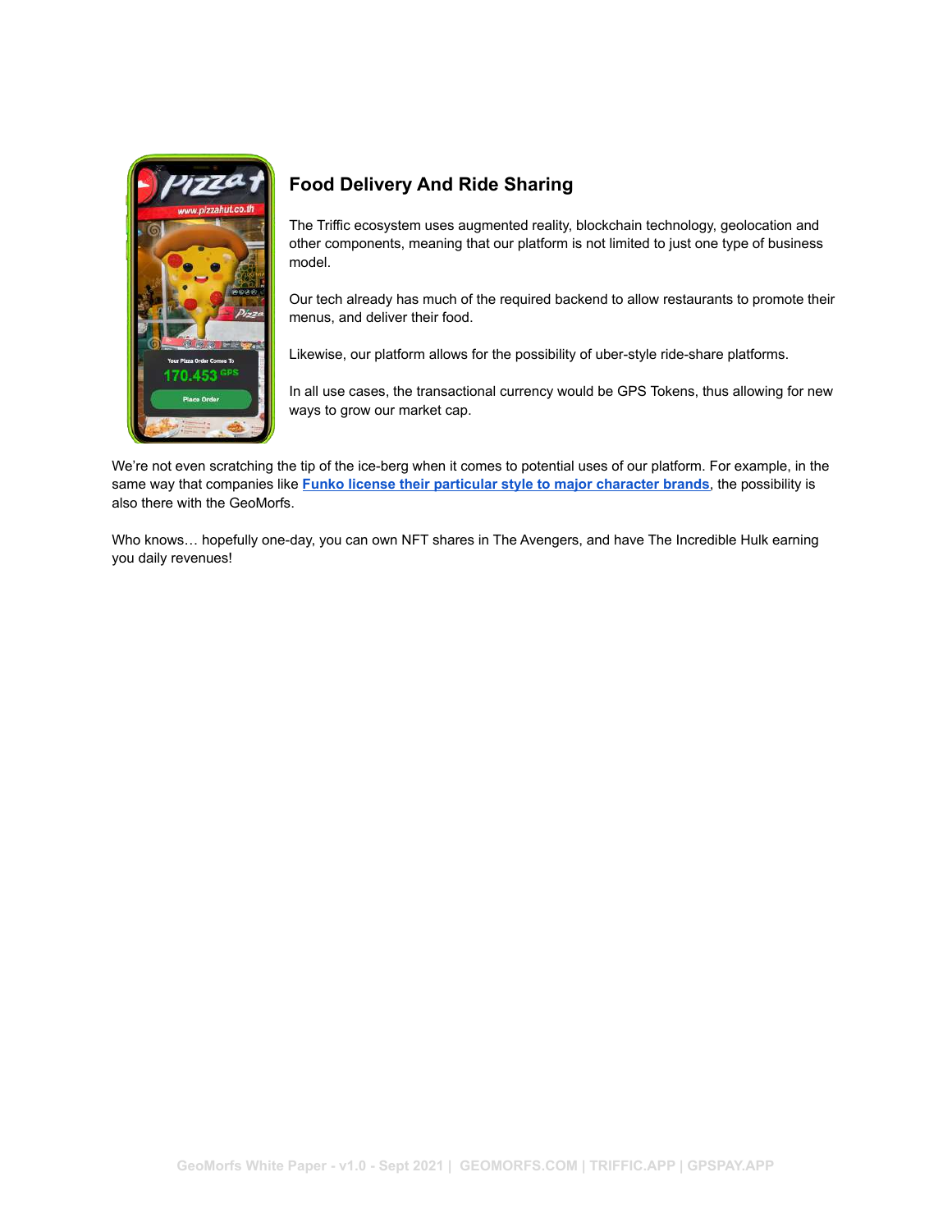## Food Delivery And Ride Sharing

The Triffic ecosystem uses augmented reality, blockchain technology, geolocation and other components, meaning that our platform is not limited to just one type of business model.

Our tech already has much of the required backend to allow restaurants to promote their menus, and deliver their food.

Likewise, our platform allows for the possibility of uber-style ride-share platforms.

In all use cases, the transactional currency would be GPS Tokens, thus allowing for new ways to grow our market cap.

We're not even scratching the tip of the ice-berg when it comes to potential uses of our platform. For example, in the same way that companies like **Funko license their particular style to major character brands**, the possibility is also there with the GeoMorfs.

Who knows… hopefully one-day, you can own NFT shares in The Avengers, and have The Incredible Hulk earning you daily revenues!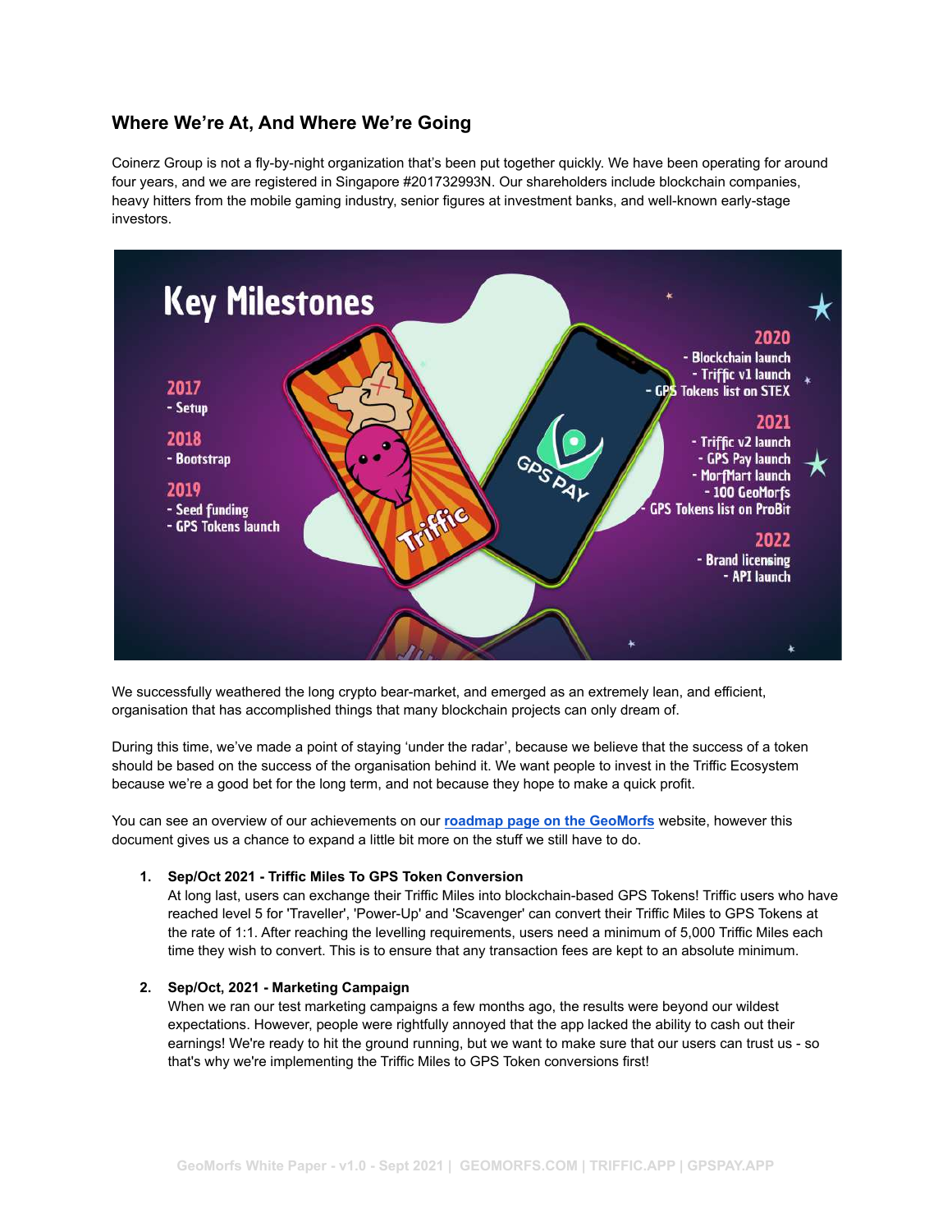## Where We're At, And Where We're Going

Coinerz Group is not a fly-by-night organization that's been put together quickly. We have been operating for around four years, and we are registered in Singapore #201732993N. Our shareholders include blockchain companies, heavy hitters from the mobile gaming industry, senior figures at investment banks, and well-known early-stage investors.

**Key Milestones**

**2017**
- Setup

**2018**
- Bootstrap

**2019**
- Seed funding
- GPS Tokens launch

**2020**
- Blockchain launch
- Triffic v1 launch
- GPS Tokens list on STEX

**2021**
- Triffic v2 launch
- GPS Pay launch
- MorfMart launch
- 100 GeoMorfs
- GPS Tokens list on ProBit

**2022**
- Brand licensing
- API launch

We successfully weathered the long crypto bear-market, and emerged as an extremely lean, and efficient, organisation that has accomplished things that many blockchain projects can only dream of.

During this time, we've made a point of staying 'under the radar', because we believe that the success of a token should be based on the success of the organisation behind it. We want people to invest in the Triffic Ecosystem because we're a good bet for the long term, and not because they hope to make a quick profit.

You can see an overview of our achievements on our [roadmap page on the GeoMorfs]() website, however this document gives us a chance to expand a little bit more on the stuff we still have to do.

1. **Sep/Oct 2021 - Triffic Miles To GPS Token Conversion**
   At long last, users can exchange their Triffic Miles into blockchain-based GPS Tokens! Triffic users who have reached level 5 for 'Traveller', 'Power-Up' and 'Scavenger' can convert their Triffic Miles to GPS Tokens at the rate of 1:1. After reaching the levelling requirements, users need a minimum of 5,000 Triffic Miles each time they wish to convert. This is to ensure that any transaction fees are kept to an absolute minimum.

2. **Sep/Oct, 2021 - Marketing Campaign**
   When we ran our test marketing campaigns a few months ago, the results were beyond our wildest expectations. However, people were rightfully annoyed that the app lacked the ability to cash out their earnings! We're ready to hit the ground running, but we want to make sure that our users can trust us - so that's why we're implementing the Triffic Miles to GPS Token conversions first!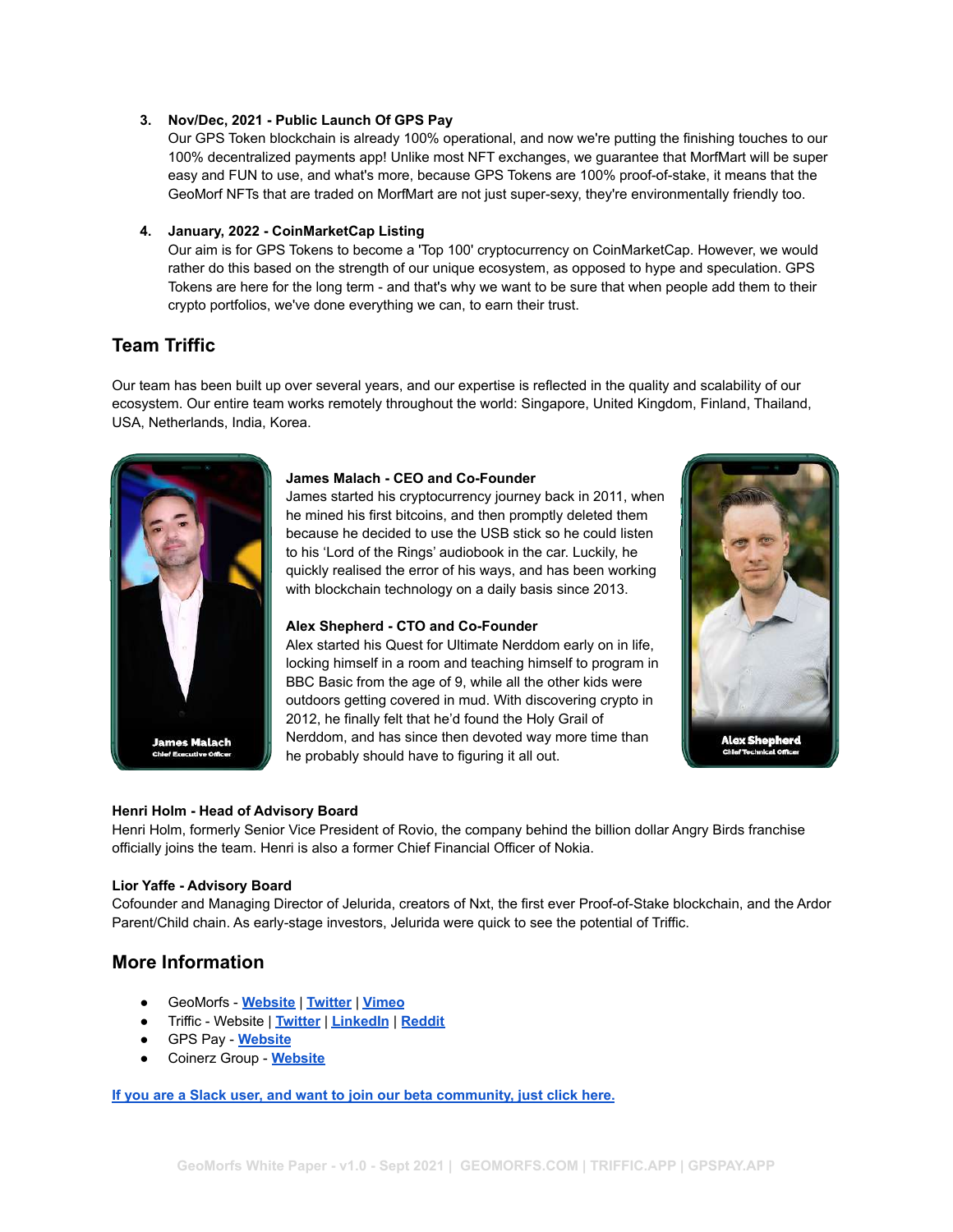3. **Nov/Dec, 2021 - Public Launch Of GPS Pay**
   Our GPS Token blockchain is already 100% operational, and now we're putting the finishing touches to our 100% decentralized payments app! Unlike most NFT exchanges, we guarantee that MorfMart will be super easy and FUN to use, and what's more, because GPS Tokens are 100% proof-of-stake, it means that the GeoMorf NFTs that are traded on MorfMart are not just super-sexy, they're environmentally friendly too.

4. **January, 2022 - CoinMarketCap Listing**
   Our aim is for GPS Tokens to become a 'Top 100' cryptocurrency on CoinMarketCap. However, we would rather do this based on the strength of our unique ecosystem, as opposed to hype and speculation. GPS Tokens are here for the long term - and that's why we want to be sure that when people add them to their crypto portfolios, we've done everything we can, to earn their trust.

## Team Triffic

Our team has been built up over several years, and our expertise is reflected in the quality and scalability of our ecosystem. Our entire team works remotely throughout the world: Singapore, United Kingdom, Finland, Thailand, USA, Netherlands, India, Korea.

James Malach
Chief Executive Officer

**James Malach - CEO and Co-Founder**
James started his cryptocurrency journey back in 2011, when he mined his first bitcoins, and then promptly deleted them because he decided to use the USB stick so he could listen to his 'Lord of the Rings' audiobook in the car. Luckily, he quickly realised the error of his ways, and has been working with blockchain technology on a daily basis since 2013.

**Alex Shepherd - CTO and Co-Founder**
Alex started his Quest for Ultimate Nerddom early on in life, locking himself in a room and teaching himself to program in BBC Basic from the age of 9, while all the other kids were outdoors getting covered in mud. With discovering crypto in 2012, he finally felt that he'd found the Holy Grail of Nerddom, and has since then devoted way more time than he probably should have to figuring it all out.

Alex Shepherd
Chief Technical Officer

**Henri Holm - Head of Advisory Board**
Henri Holm, formerly Senior Vice President of Rovio, the company behind the billion dollar Angry Birds franchise officially joins the team. Henri is also a former Chief Financial Officer of Nokia.

**Lior Yaffe - Advisory Board**
Cofounder and Managing Director of Jelurida, creators of Nxt, the first ever Proof-of-Stake blockchain, and the Ardor Parent/Child chain. As early-stage investors, Jelurida were quick to see the potential of Triffic.

## More Information

- GeoMorfs - **Website** | **Twitter** | **Vimeo**
- Triffic - Website | **Twitter** | **LinkedIn** | **Reddit**
- GPS Pay - **Website**
- Coinerz Group - **Website**

**If you are a Slack user, and want to join our beta community, just click here.**